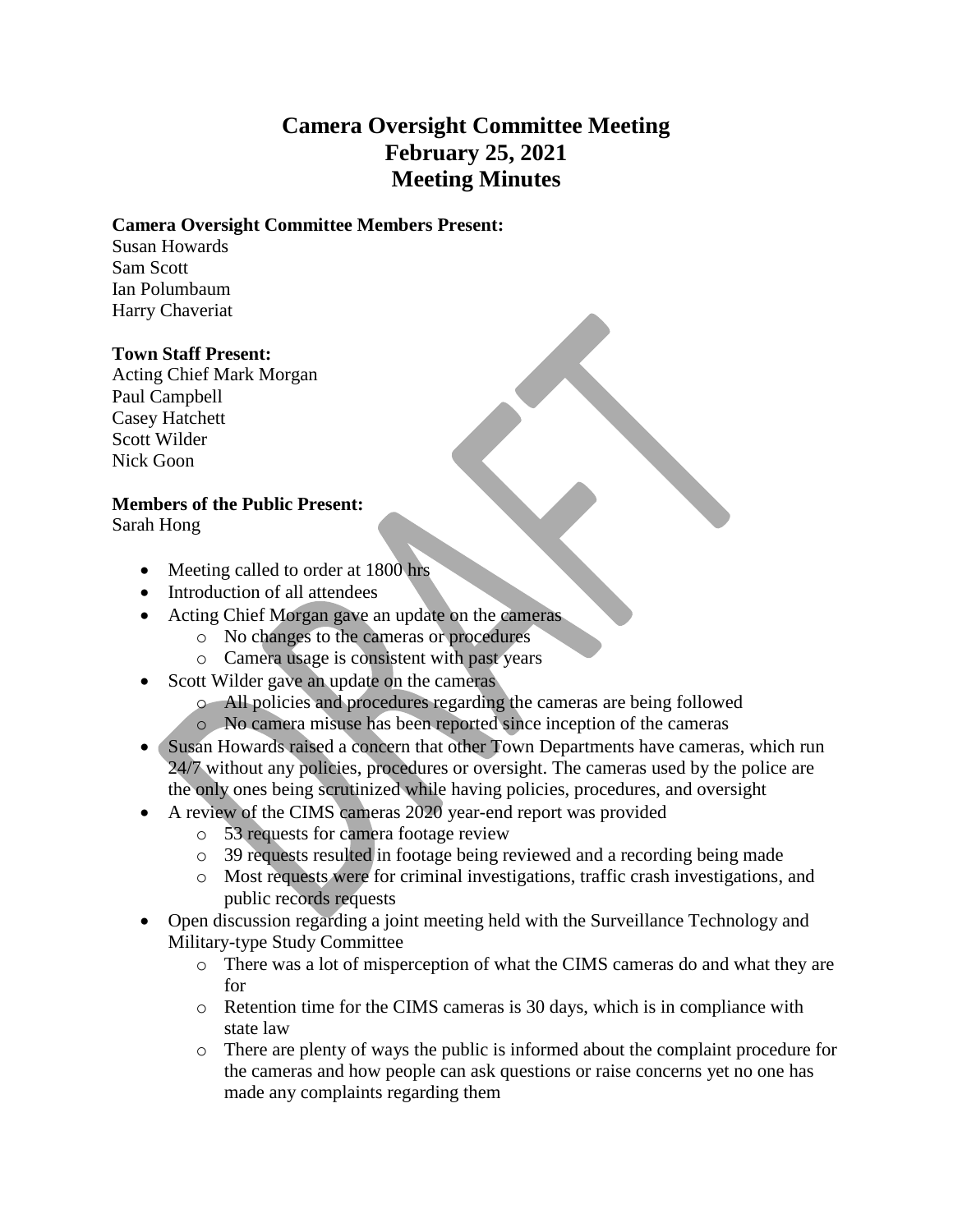# Camera Oversight Committee Meeting
# February 25, 2021
# Meeting Minutes

**Camera Oversight Committee Members Present:**
Susan Howards
Sam Scott
Ian Polumbaum
Harry Chaveriat

**Town Staff Present:**
Acting Chief Mark Morgan
Paul Campbell
Casey Hatchett
Scott Wilder
Nick Goon

**Members of the Public Present:**
Sarah Hong

- Meeting called to order at 1800 hrs
- Introduction of all attendees
- Acting Chief Morgan gave an update on the cameras
    - No changes to the cameras or procedures
    - Camera usage is consistent with past years
- Scott Wilder gave an update on the cameras
    - All policies and procedures regarding the cameras are being followed
    - No camera misuse has been reported since inception of the cameras
- Susan Howards raised a concern that other Town Departments have cameras, which run 24/7 without any policies, procedures or oversight. The cameras used by the police are the only ones being scrutinized while having policies, procedures, and oversight
- A review of the CIMS cameras 2020 year-end report was provided
    - 53 requests for camera footage review
    - 39 requests resulted in footage being reviewed and a recording being made
    - Most requests were for criminal investigations, traffic crash investigations, and public records requests
- Open discussion regarding a joint meeting held with the Surveillance Technology and Military-type Study Committee
    - There was a lot of misperception of what the CIMS cameras do and what they are for
    - Retention time for the CIMS cameras is 30 days, which is in compliance with state law
    - There are plenty of ways the public is informed about the complaint procedure for the cameras and how people can ask questions or raise concerns yet no one has made any complaints regarding them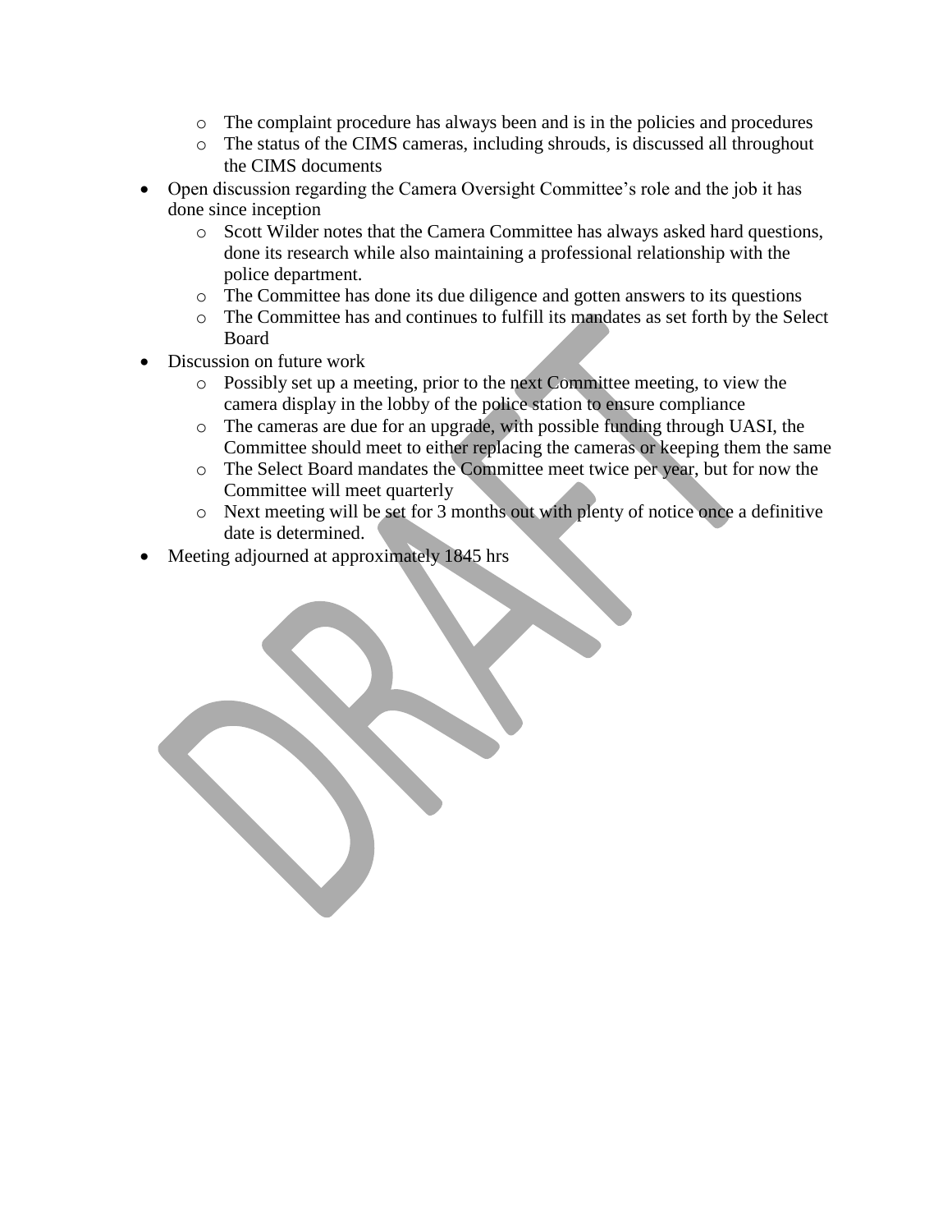- The complaint procedure has always been and is in the policies and procedures
  - The status of the CIMS cameras, including shrouds, is discussed all throughout the CIMS documents
- Open discussion regarding the Camera Oversight Committee's role and the job it has done since inception
  - Scott Wilder notes that the Camera Committee has always asked hard questions, done its research while also maintaining a professional relationship with the police department.
  - The Committee has done its due diligence and gotten answers to its questions
  - The Committee has and continues to fulfill its mandates as set forth by the Select Board
- Discussion on future work
  - Possibly set up a meeting, prior to the next Committee meeting, to view the camera display in the lobby of the police station to ensure compliance
  - The cameras are due for an upgrade, with possible funding through UASI, the Committee should meet to either replacing the cameras or keeping them the same
  - The Select Board mandates the Committee meet twice per year, but for now the Committee will meet quarterly
  - Next meeting will be set for 3 months out with plenty of notice once a definitive date is determined.
- Meeting adjourned at approximately 1845 hrs